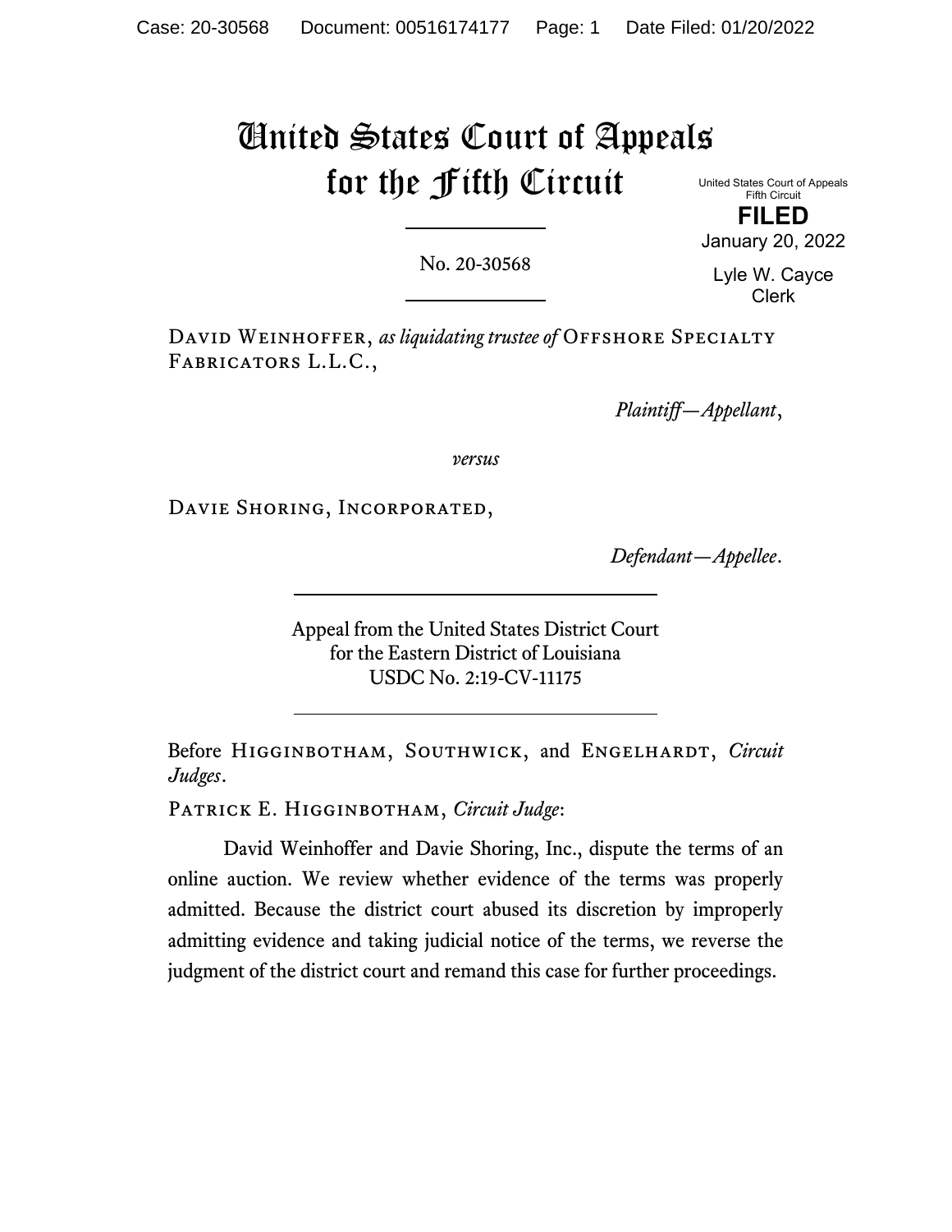# United States Court of Appeals for the Fifth Circuit

United States Court of Appeals
Fifth Circuit

**FILED**

January 20, 2022

Lyle W. Cayce
Clerk

No. 20-30568

David Weinhoffer, *as liquidating trustee of* Offshore Specialty Fabricators L.L.C.,

*Plaintiff—Appellant*,

*versus*

Davie Shoring, Incorporated,

*Defendant—Appellee*.

Appeal from the United States District Court
for the Eastern District of Louisiana
USDC No. 2:19-CV-11175

Before Higginbotham, Southwick, and Engelhardt, *Circuit Judges*.

Patrick E. Higginbotham, *Circuit Judge*:

David Weinhoffer and Davie Shoring, Inc., dispute the terms of an online auction. We review whether evidence of the terms was properly admitted. Because the district court abused its discretion by improperly admitting evidence and taking judicial notice of the terms, we reverse the judgment of the district court and remand this case for further proceedings.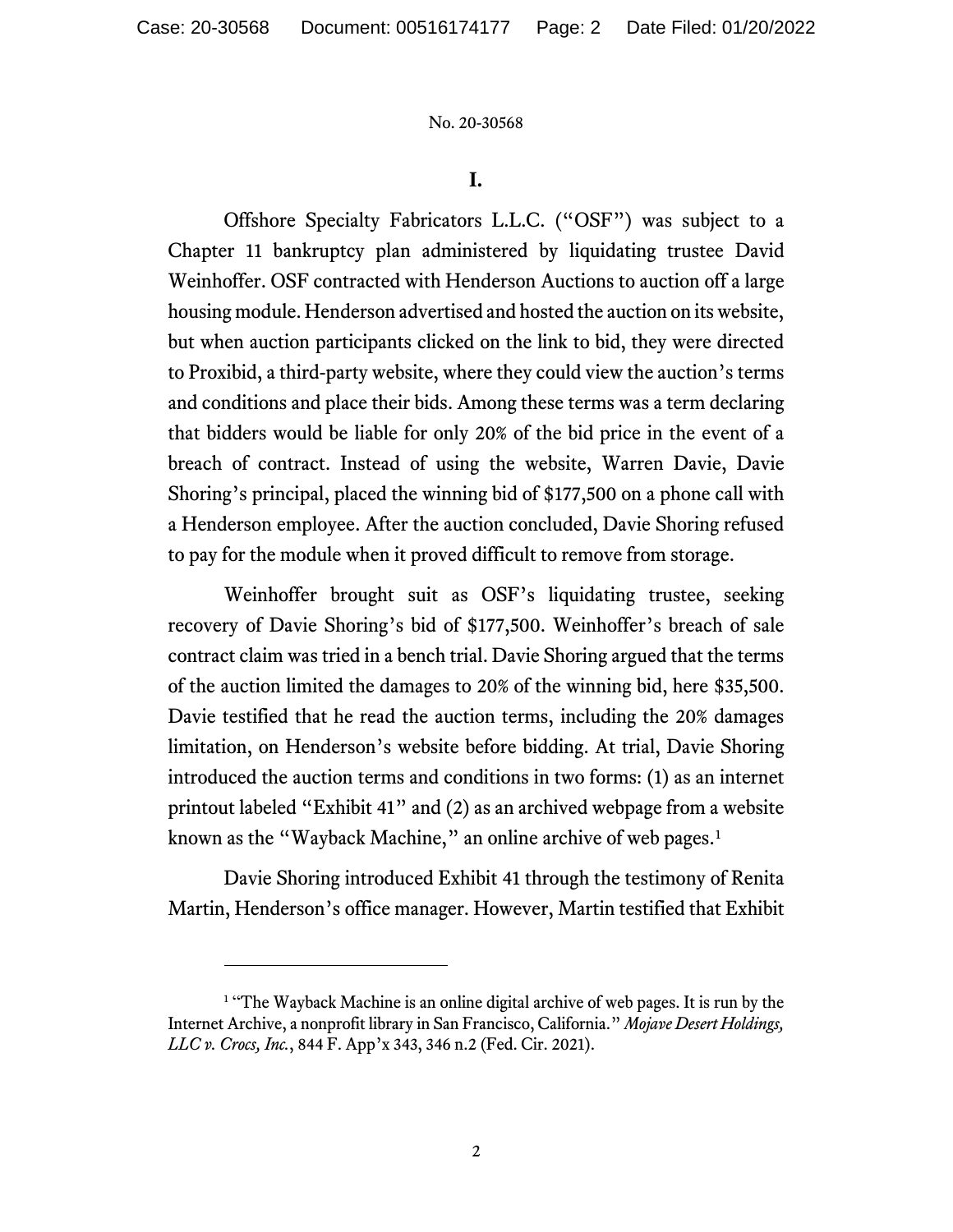## I.

Offshore Specialty Fabricators L.L.C. ("OSF") was subject to a Chapter 11 bankruptcy plan administered by liquidating trustee David Weinhoffer. OSF contracted with Henderson Auctions to auction off a large housing module. Henderson advertised and hosted the auction on its website, but when auction participants clicked on the link to bid, they were directed to Proxibid, a third-party website, where they could view the auction's terms and conditions and place their bids. Among these terms was a term declaring that bidders would be liable for only 20% of the bid price in the event of a breach of contract. Instead of using the website, Warren Davie, Davie Shoring's principal, placed the winning bid of $177,500 on a phone call with a Henderson employee. After the auction concluded, Davie Shoring refused to pay for the module when it proved difficult to remove from storage.

Weinhoffer brought suit as OSF's liquidating trustee, seeking recovery of Davie Shoring's bid of $177,500. Weinhoffer's breach of sale contract claim was tried in a bench trial. Davie Shoring argued that the terms of the auction limited the damages to 20% of the winning bid, here $35,500. Davie testified that he read the auction terms, including the 20% damages limitation, on Henderson's website before bidding. At trial, Davie Shoring introduced the auction terms and conditions in two forms: (1) as an internet printout labeled "Exhibit 41" and (2) as an archived webpage from a website known as the "Wayback Machine," an online archive of web pages.[1]

Davie Shoring introduced Exhibit 41 through the testimony of Renita Martin, Henderson's office manager. However, Martin testified that Exhibit

---

[1] "The Wayback Machine is an online digital archive of web pages. It is run by the Internet Archive, a nonprofit library in San Francisco, California." *Mojave Desert Holdings, LLC v. Crocs, Inc.*, 844 F. App'x 343, 346 n.2 (Fed. Cir. 2021).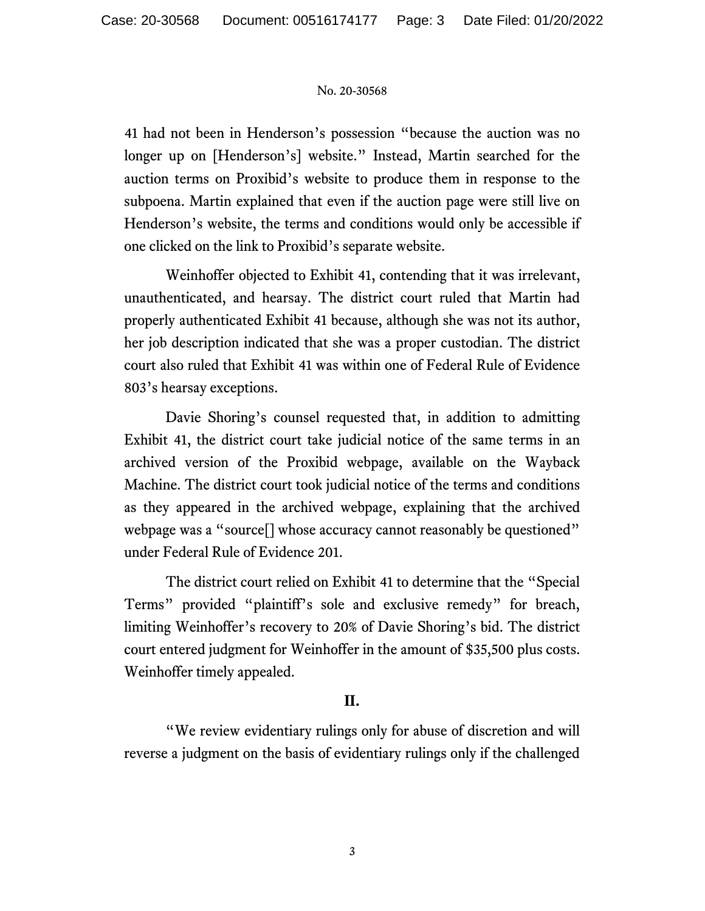41 had not been in Henderson's possession "because the auction was no longer up on [Henderson's] website." Instead, Martin searched for the auction terms on Proxibid's website to produce them in response to the subpoena. Martin explained that even if the auction page were still live on Henderson's website, the terms and conditions would only be accessible if one clicked on the link to Proxibid's separate website.

Weinhoffer objected to Exhibit 41, contending that it was irrelevant, unauthenticated, and hearsay. The district court ruled that Martin had properly authenticated Exhibit 41 because, although she was not its author, her job description indicated that she was a proper custodian. The district court also ruled that Exhibit 41 was within one of Federal Rule of Evidence 803's hearsay exceptions.

Davie Shoring's counsel requested that, in addition to admitting Exhibit 41, the district court take judicial notice of the same terms in an archived version of the Proxibid webpage, available on the Wayback Machine. The district court took judicial notice of the terms and conditions as they appeared in the archived webpage, explaining that the archived webpage was a "source[] whose accuracy cannot reasonably be questioned" under Federal Rule of Evidence 201.

The district court relied on Exhibit 41 to determine that the "Special Terms" provided "plaintiff's sole and exclusive remedy" for breach, limiting Weinhoffer's recovery to 20% of Davie Shoring's bid. The district court entered judgment for Weinhoffer in the amount of $35,500 plus costs. Weinhoffer timely appealed.

## II.

"We review evidentiary rulings only for abuse of discretion and will reverse a judgment on the basis of evidentiary rulings only if the challenged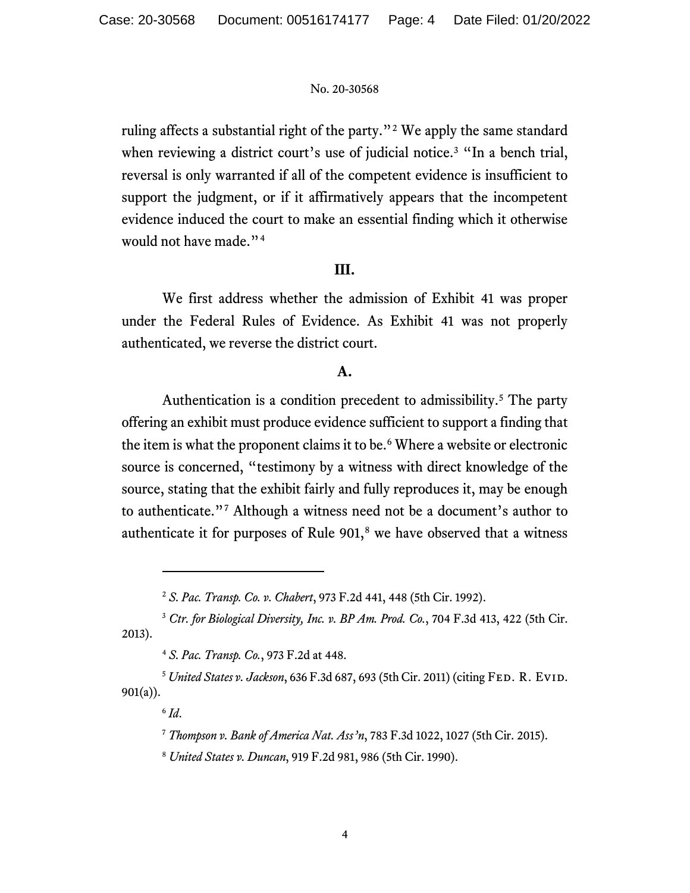ruling affects a substantial right of the party."[2] We apply the same standard when reviewing a district court's use of judicial notice.[3] "In a bench trial, reversal is only warranted if all of the competent evidence is insufficient to support the judgment, or if it affirmatively appears that the incompetent evidence induced the court to make an essential finding which it otherwise would not have made."[4]

## III.

We first address whether the admission of Exhibit 41 was proper under the Federal Rules of Evidence. As Exhibit 41 was not properly authenticated, we reverse the district court.

### A.

Authentication is a condition precedent to admissibility.[5] The party offering an exhibit must produce evidence sufficient to support a finding that the item is what the proponent claims it to be.[6] Where a website or electronic source is concerned, "testimony by a witness with direct knowledge of the source, stating that the exhibit fairly and fully reproduces it, may be enough to authenticate."[7] Although a witness need not be a document's author to authenticate it for purposes of Rule 901,[8] we have observed that a witness

---

[2] *S. Pac. Transp. Co. v. Chabert*, 973 F.2d 441, 448 (5th Cir. 1992).

[3] *Ctr. for Biological Diversity, Inc. v. BP Am. Prod. Co.*, 704 F.3d 413, 422 (5th Cir. 2013).

[4] *S. Pac. Transp. Co.*, 973 F.2d at 448.

[5] *United States v. Jackson*, 636 F.3d 687, 693 (5th Cir. 2011) (citing Fed. R. Evid. 901(a)).

[6] *Id*.

[7] *Thompson v. Bank of America Nat. Ass'n*, 783 F.3d 1022, 1027 (5th Cir. 2015).

[8] *United States v. Duncan*, 919 F.2d 981, 986 (5th Cir. 1990).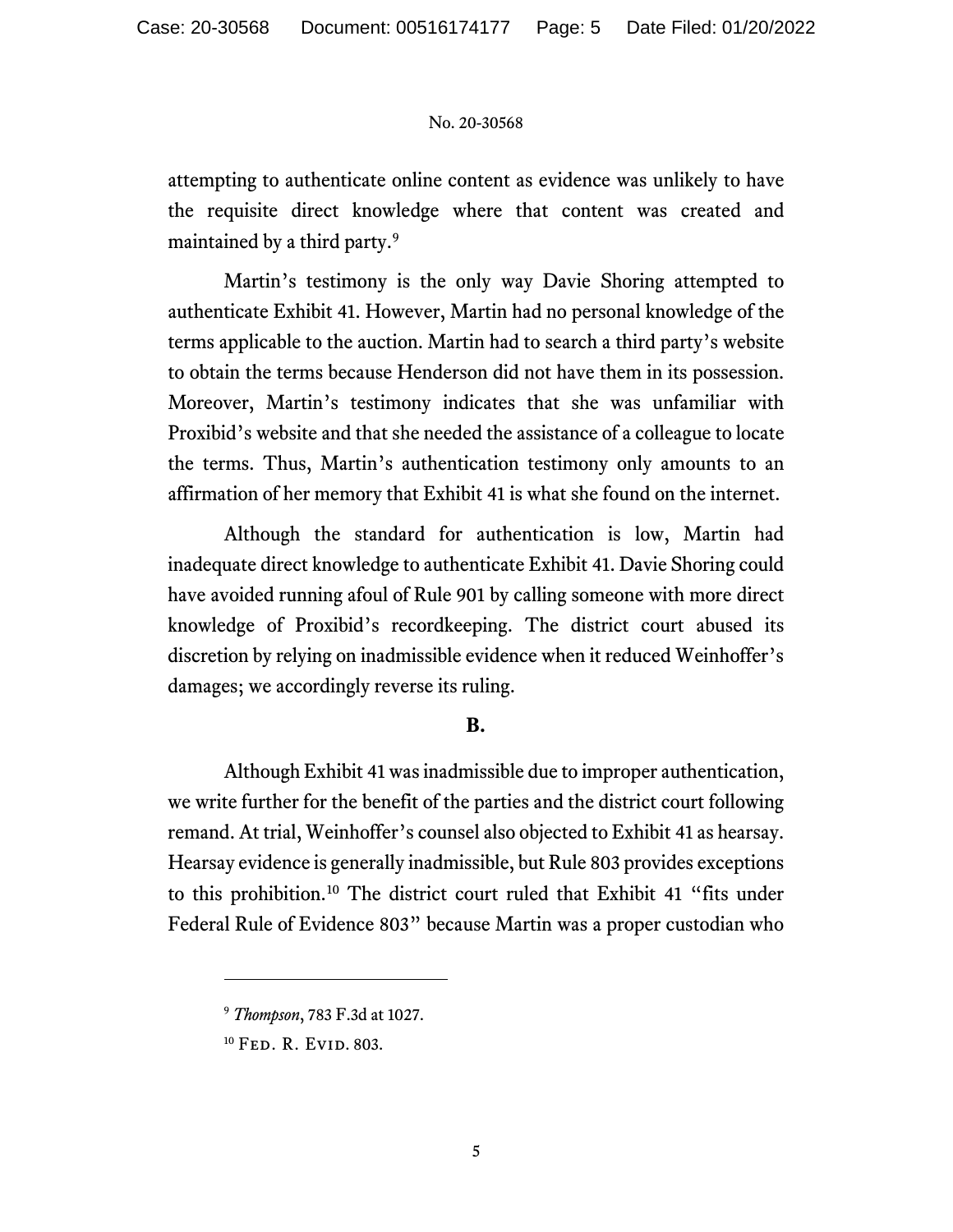attempting to authenticate online content as evidence was unlikely to have the requisite direct knowledge where that content was created and maintained by a third party.[9]

Martin's testimony is the only way Davie Shoring attempted to authenticate Exhibit 41. However, Martin had no personal knowledge of the terms applicable to the auction. Martin had to search a third party's website to obtain the terms because Henderson did not have them in its possession. Moreover, Martin's testimony indicates that she was unfamiliar with Proxibid's website and that she needed the assistance of a colleague to locate the terms. Thus, Martin's authentication testimony only amounts to an affirmation of her memory that Exhibit 41 is what she found on the internet.

Although the standard for authentication is low, Martin had inadequate direct knowledge to authenticate Exhibit 41. Davie Shoring could have avoided running afoul of Rule 901 by calling someone with more direct knowledge of Proxibid's recordkeeping. The district court abused its discretion by relying on inadmissible evidence when it reduced Weinhoffer's damages; we accordingly reverse its ruling.

**B.**

Although Exhibit 41 was inadmissible due to improper authentication, we write further for the benefit of the parties and the district court following remand. At trial, Weinhoffer's counsel also objected to Exhibit 41 as hearsay. Hearsay evidence is generally inadmissible, but Rule 803 provides exceptions to this prohibition.[10] The district court ruled that Exhibit 41 "fits under Federal Rule of Evidence 803" because Martin was a proper custodian who

---

[9] *Thompson*, 783 F.3d at 1027.

[10] Fed. R. Evid. 803.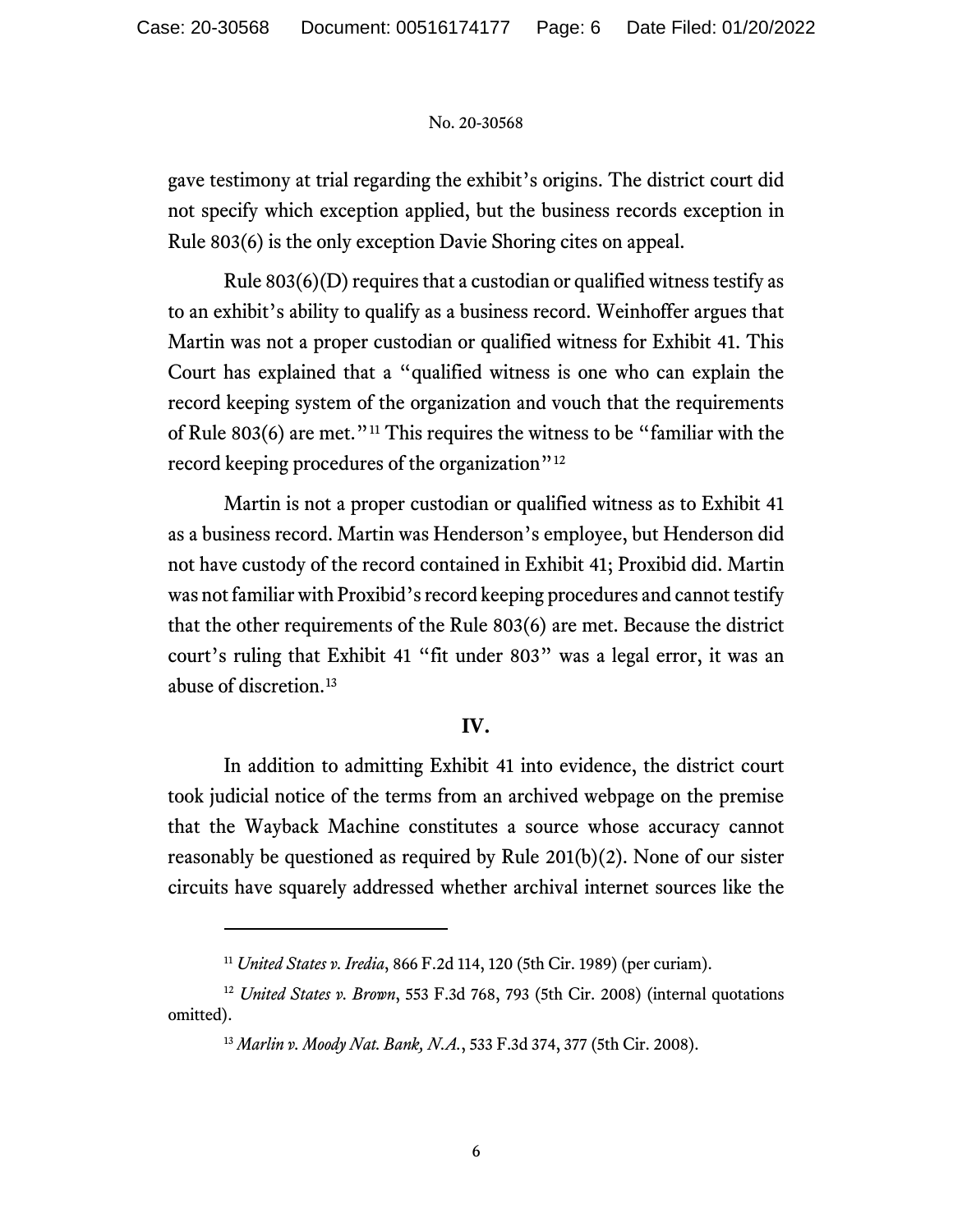gave testimony at trial regarding the exhibit's origins. The district court did not specify which exception applied, but the business records exception in Rule 803(6) is the only exception Davie Shoring cites on appeal.

Rule 803(6)(D) requires that a custodian or qualified witness testify as to an exhibit's ability to qualify as a business record. Weinhoffer argues that Martin was not a proper custodian or qualified witness for Exhibit 41. This Court has explained that a "qualified witness is one who can explain the record keeping system of the organization and vouch that the requirements of Rule 803(6) are met."[11] This requires the witness to be "familiar with the record keeping procedures of the organization"[12]

Martin is not a proper custodian or qualified witness as to Exhibit 41 as a business record. Martin was Henderson's employee, but Henderson did not have custody of the record contained in Exhibit 41; Proxibid did. Martin was not familiar with Proxibid's record keeping procedures and cannot testify that the other requirements of the Rule 803(6) are met. Because the district court's ruling that Exhibit 41 "fit under 803" was a legal error, it was an abuse of discretion.[13]

## IV.

In addition to admitting Exhibit 41 into evidence, the district court took judicial notice of the terms from an archived webpage on the premise that the Wayback Machine constitutes a source whose accuracy cannot reasonably be questioned as required by Rule 201(b)(2). None of our sister circuits have squarely addressed whether archival internet sources like the

---

[11] *United States v. Iredia*, 866 F.2d 114, 120 (5th Cir. 1989) (per curiam).

[12] *United States v. Brown*, 553 F.3d 768, 793 (5th Cir. 2008) (internal quotations omitted).

[13] *Marlin v. Moody Nat. Bank, N.A.*, 533 F.3d 374, 377 (5th Cir. 2008).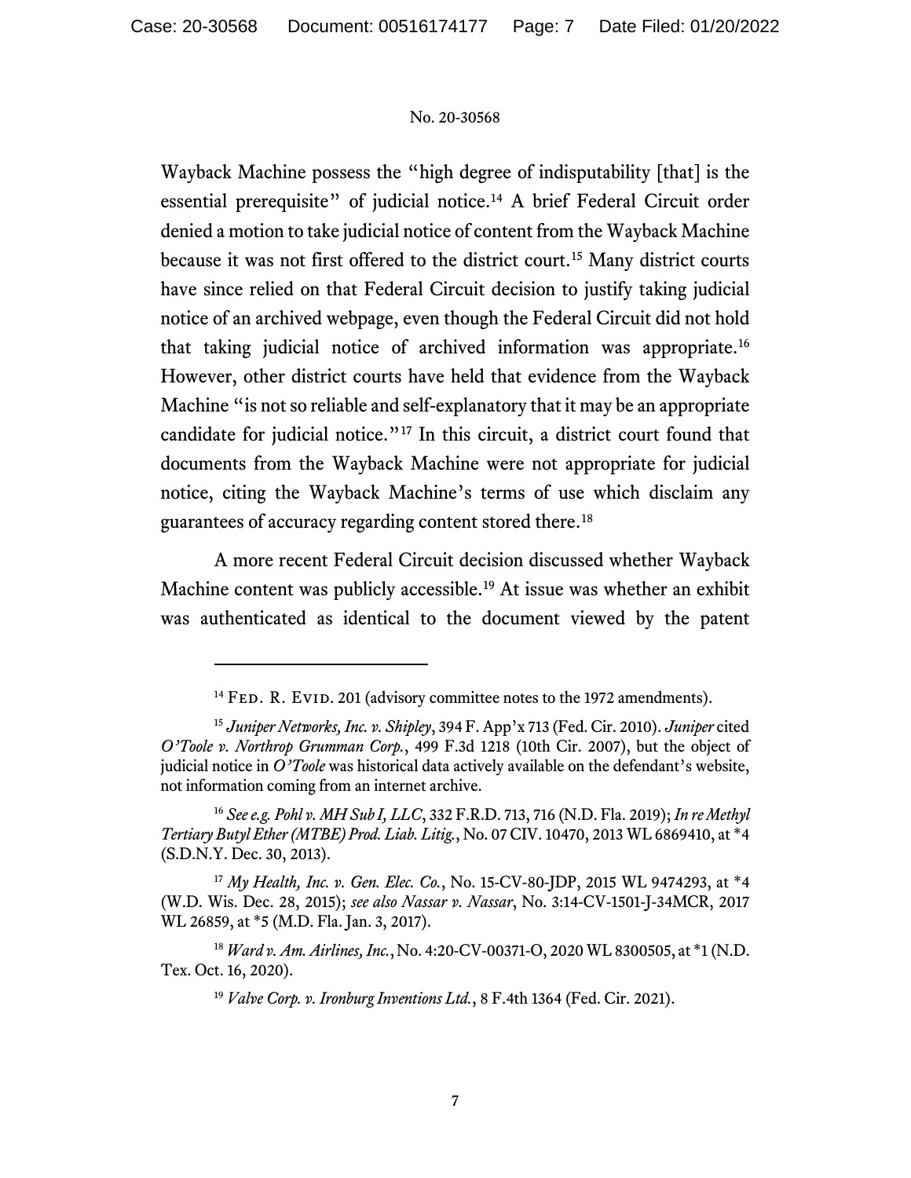Wayback Machine possess the "high degree of indisputability [that] is the essential prerequisite" of judicial notice.[14] A brief Federal Circuit order denied a motion to take judicial notice of content from the Wayback Machine because it was not first offered to the district court.[15] Many district courts have since relied on that Federal Circuit decision to justify taking judicial notice of an archived webpage, even though the Federal Circuit did not hold that taking judicial notice of archived information was appropriate.[16] However, other district courts have held that evidence from the Wayback Machine "is not so reliable and self-explanatory that it may be an appropriate candidate for judicial notice."[17] In this circuit, a district court found that documents from the Wayback Machine were not appropriate for judicial notice, citing the Wayback Machine's terms of use which disclaim any guarantees of accuracy regarding content stored there.[18]

A more recent Federal Circuit decision discussed whether Wayback Machine content was publicly accessible.[19] At issue was whether an exhibit was authenticated as identical to the document viewed by the patent

---

[14] FED. R. EVID. 201 (advisory committee notes to the 1972 amendments).

[15] *Juniper Networks, Inc. v. Shipley*, 394 F. App'x 713 (Fed. Cir. 2010). *Juniper* cited *O'Toole v. Northrop Grumman Corp.*, 499 F.3d 1218 (10th Cir. 2007), but the object of judicial notice in *O'Toole* was historical data actively available on the defendant's website, not information coming from an internet archive.

[16] *See e.g. Pohl v. MH Sub I, LLC*, 332 F.R.D. 713, 716 (N.D. Fla. 2019); *In re Methyl Tertiary Butyl Ether (MTBE) Prod. Liab. Litig.*, No. 07 CIV. 10470, 2013 WL 6869410, at *4 (S.D.N.Y. Dec. 30, 2013).

[17] *My Health, Inc. v. Gen. Elec. Co.*, No. 15-CV-80-JDP, 2015 WL 9474293, at *4 (W.D. Wis. Dec. 28, 2015); *see also Nassar v. Nassar*, No. 3:14-CV-1501-J-34MCR, 2017 WL 26859, at *5 (M.D. Fla. Jan. 3, 2017).

[18] *Ward v. Am. Airlines, Inc.*, No. 4:20-CV-00371-O, 2020 WL 8300505, at *1 (N.D. Tex. Oct. 16, 2020).

[19] *Valve Corp. v. Ironburg Inventions Ltd.*, 8 F.4th 1364 (Fed. Cir. 2021).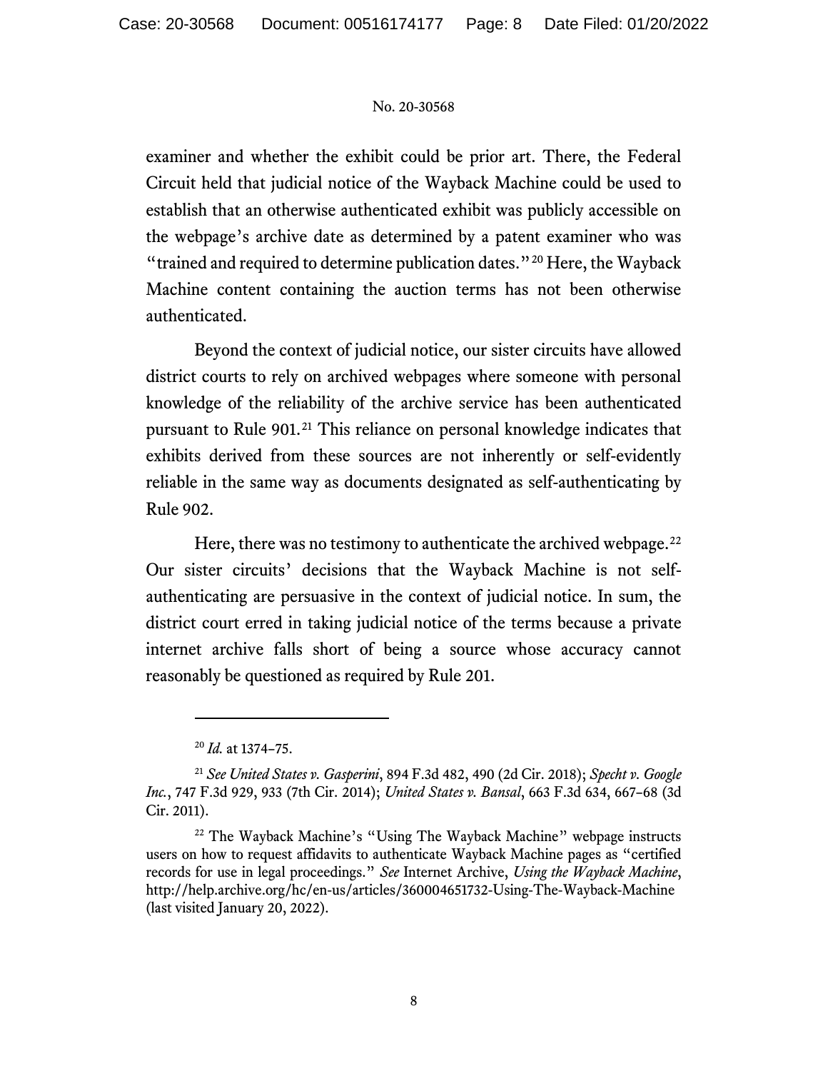examiner and whether the exhibit could be prior art. There, the Federal Circuit held that judicial notice of the Wayback Machine could be used to establish that an otherwise authenticated exhibit was publicly accessible on the webpage's archive date as determined by a patent examiner who was "trained and required to determine publication dates."[20] Here, the Wayback Machine content containing the auction terms has not been otherwise authenticated.

Beyond the context of judicial notice, our sister circuits have allowed district courts to rely on archived webpages where someone with personal knowledge of the reliability of the archive service has been authenticated pursuant to Rule 901.[21] This reliance on personal knowledge indicates that exhibits derived from these sources are not inherently or self-evidently reliable in the same way as documents designated as self-authenticating by Rule 902.

Here, there was no testimony to authenticate the archived webpage.[22] Our sister circuits' decisions that the Wayback Machine is not self-authenticating are persuasive in the context of judicial notice. In sum, the district court erred in taking judicial notice of the terms because a private internet archive falls short of being a source whose accuracy cannot reasonably be questioned as required by Rule 201.

---

[20] *Id.* at 1374–75.

[21] *See United States v. Gasperini*, 894 F.3d 482, 490 (2d Cir. 2018); *Specht v. Google Inc.*, 747 F.3d 929, 933 (7th Cir. 2014); *United States v. Bansal*, 663 F.3d 634, 667–68 (3d Cir. 2011).

[22] The Wayback Machine's "Using The Wayback Machine" webpage instructs users on how to request affidavits to authenticate Wayback Machine pages as "certified records for use in legal proceedings." *See* Internet Archive, *Using the Wayback Machine*, http://help.archive.org/hc/en-us/articles/360004651732-Using-The-Wayback-Machine (last visited January 20, 2022).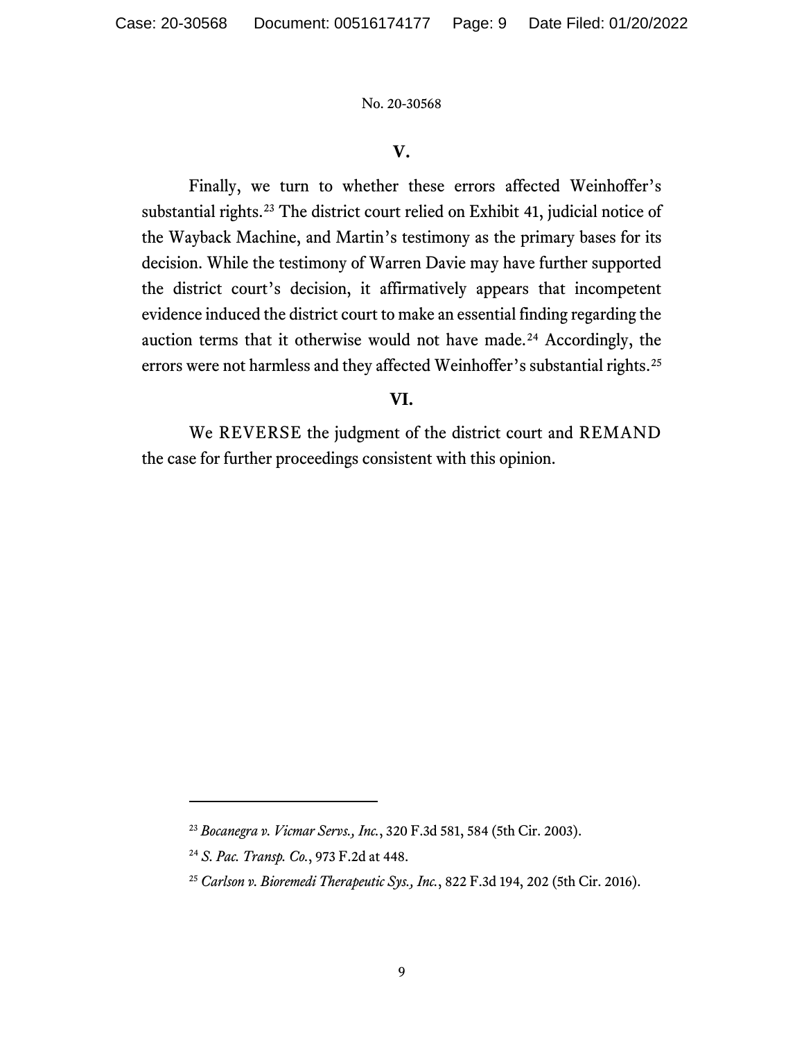## V.

Finally, we turn to whether these errors affected Weinhoffer's substantial rights.[23] The district court relied on Exhibit 41, judicial notice of the Wayback Machine, and Martin's testimony as the primary bases for its decision. While the testimony of Warren Davie may have further supported the district court's decision, it affirmatively appears that incompetent evidence induced the district court to make an essential finding regarding the auction terms that it otherwise would not have made.[24] Accordingly, the errors were not harmless and they affected Weinhoffer's substantial rights.[25]

## VI.

We REVERSE the judgment of the district court and REMAND the case for further proceedings consistent with this opinion.

---

[23] *Bocanegra v. Vicmar Servs., Inc.*, 320 F.3d 581, 584 (5th Cir. 2003).

[24] *S. Pac. Transp. Co.*, 973 F.2d at 448.

[25] *Carlson v. Bioremedi Therapeutic Sys., Inc.*, 822 F.3d 194, 202 (5th Cir. 2016).